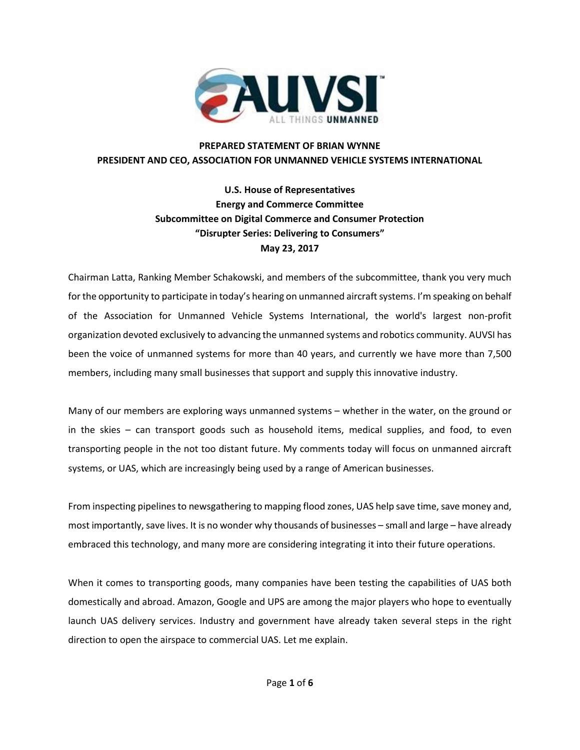**PREPARED STATEMENT OF BRIAN WYNNE**
**PRESIDENT AND CEO, ASSOCIATION FOR UNMANNED VEHICLE SYSTEMS INTERNATIONAL**

**U.S. House of Representatives**
**Energy and Commerce Committee**
**Subcommittee on Digital Commerce and Consumer Protection**
**"Disrupter Series: Delivering to Consumers"**
**May 23, 2017**

Chairman Latta, Ranking Member Schakowski, and members of the subcommittee, thank you very much for the opportunity to participate in today's hearing on unmanned aircraft systems. I'm speaking on behalf of the Association for Unmanned Vehicle Systems International, the world's largest non-profit organization devoted exclusively to advancing the unmanned systems and robotics community. AUVSI has been the voice of unmanned systems for more than 40 years, and currently we have more than 7,500 members, including many small businesses that support and supply this innovative industry.

Many of our members are exploring ways unmanned systems – whether in the water, on the ground or in the skies – can transport goods such as household items, medical supplies, and food, to even transporting people in the not too distant future. My comments today will focus on unmanned aircraft systems, or UAS, which are increasingly being used by a range of American businesses.

From inspecting pipelines to newsgathering to mapping flood zones, UAS help save time, save money and, most importantly, save lives. It is no wonder why thousands of businesses – small and large – have already embraced this technology, and many more are considering integrating it into their future operations.

When it comes to transporting goods, many companies have been testing the capabilities of UAS both domestically and abroad. Amazon, Google and UPS are among the major players who hope to eventually launch UAS delivery services. Industry and government have already taken several steps in the right direction to open the airspace to commercial UAS. Let me explain.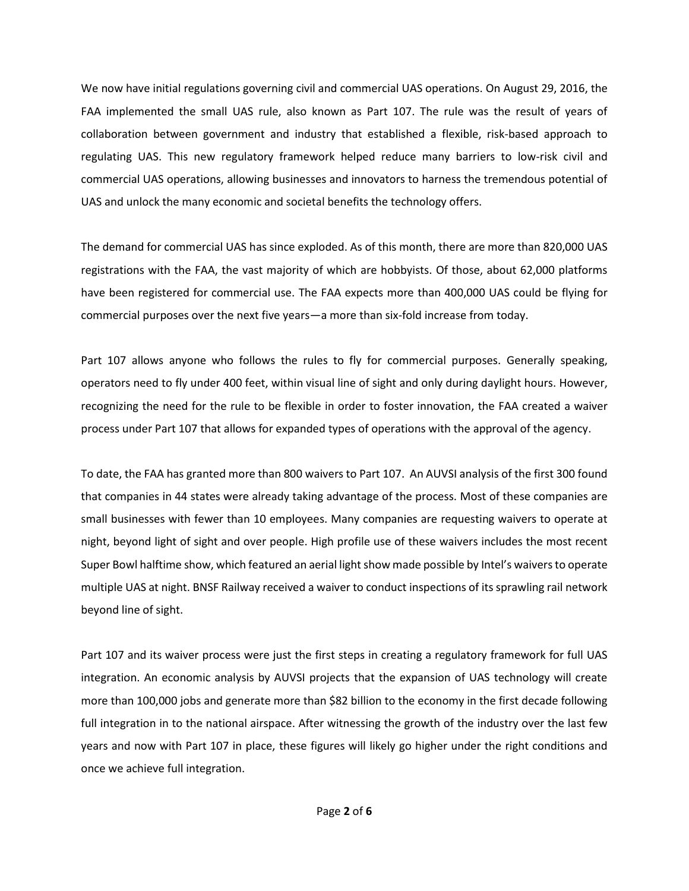We now have initial regulations governing civil and commercial UAS operations. On August 29, 2016, the FAA implemented the small UAS rule, also known as Part 107. The rule was the result of years of collaboration between government and industry that established a flexible, risk-based approach to regulating UAS. This new regulatory framework helped reduce many barriers to low-risk civil and commercial UAS operations, allowing businesses and innovators to harness the tremendous potential of UAS and unlock the many economic and societal benefits the technology offers.

The demand for commercial UAS has since exploded. As of this month, there are more than 820,000 UAS registrations with the FAA, the vast majority of which are hobbyists. Of those, about 62,000 platforms have been registered for commercial use. The FAA expects more than 400,000 UAS could be flying for commercial purposes over the next five years—a more than six-fold increase from today.

Part 107 allows anyone who follows the rules to fly for commercial purposes. Generally speaking, operators need to fly under 400 feet, within visual line of sight and only during daylight hours. However, recognizing the need for the rule to be flexible in order to foster innovation, the FAA created a waiver process under Part 107 that allows for expanded types of operations with the approval of the agency.

To date, the FAA has granted more than 800 waivers to Part 107. An AUVSI analysis of the first 300 found that companies in 44 states were already taking advantage of the process. Most of these companies are small businesses with fewer than 10 employees. Many companies are requesting waivers to operate at night, beyond light of sight and over people. High profile use of these waivers includes the most recent Super Bowl halftime show, which featured an aerial light show made possible by Intel's waivers to operate multiple UAS at night. BNSF Railway received a waiver to conduct inspections of its sprawling rail network beyond line of sight.

Part 107 and its waiver process were just the first steps in creating a regulatory framework for full UAS integration. An economic analysis by AUVSI projects that the expansion of UAS technology will create more than 100,000 jobs and generate more than $82 billion to the economy in the first decade following full integration in to the national airspace. After witnessing the growth of the industry over the last few years and now with Part 107 in place, these figures will likely go higher under the right conditions and once we achieve full integration.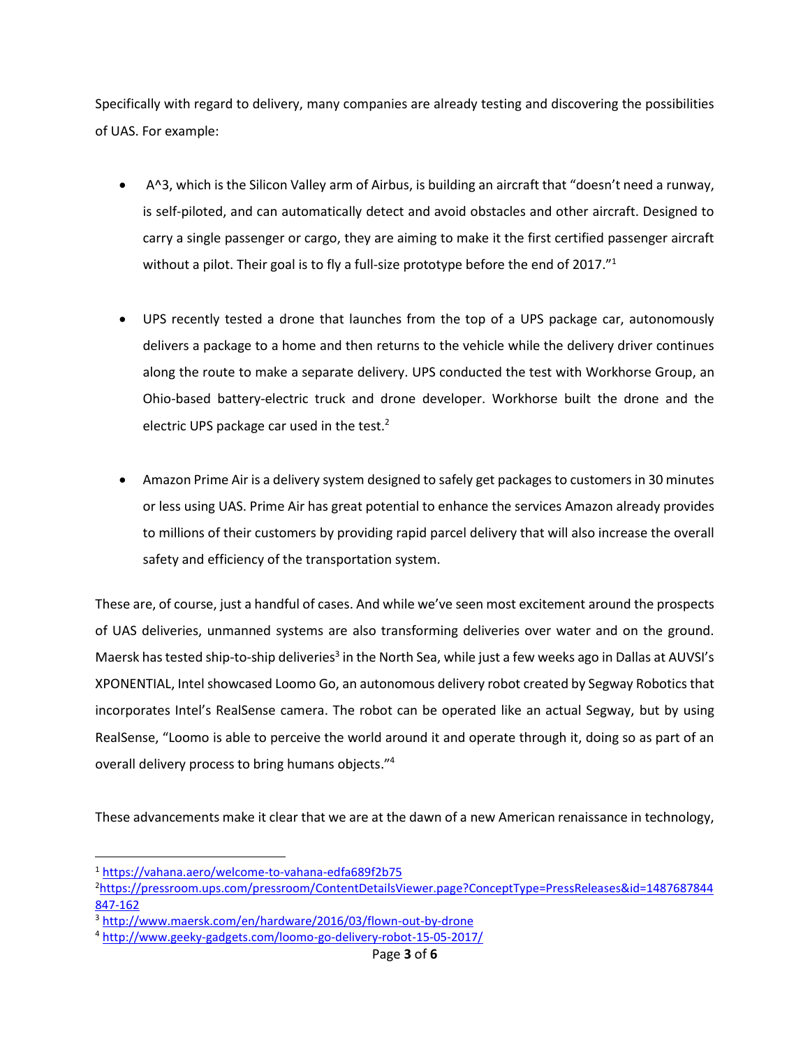Specifically with regard to delivery, many companies are already testing and discovering the possibilities of UAS. For example:

- A^3, which is the Silicon Valley arm of Airbus, is building an aircraft that "doesn't need a runway, is self-piloted, and can automatically detect and avoid obstacles and other aircraft. Designed to carry a single passenger or cargo, they are aiming to make it the first certified passenger aircraft without a pilot. Their goal is to fly a full-size prototype before the end of 2017."[1]

- UPS recently tested a drone that launches from the top of a UPS package car, autonomously delivers a package to a home and then returns to the vehicle while the delivery driver continues along the route to make a separate delivery. UPS conducted the test with Workhorse Group, an Ohio-based battery-electric truck and drone developer. Workhorse built the drone and the electric UPS package car used in the test.[2]

- Amazon Prime Air is a delivery system designed to safely get packages to customers in 30 minutes or less using UAS. Prime Air has great potential to enhance the services Amazon already provides to millions of their customers by providing rapid parcel delivery that will also increase the overall safety and efficiency of the transportation system.

These are, of course, just a handful of cases. And while we've seen most excitement around the prospects of UAS deliveries, unmanned systems are also transforming deliveries over water and on the ground. Maersk has tested ship-to-ship deliveries[3] in the North Sea, while just a few weeks ago in Dallas at AUVSI's XPONENTIAL, Intel showcased Loomo Go, an autonomous delivery robot created by Segway Robotics that incorporates Intel's RealSense camera. The robot can be operated like an actual Segway, but by using RealSense, "Loomo is able to perceive the world around it and operate through it, doing so as part of an overall delivery process to bring humans objects."[4]

These advancements make it clear that we are at the dawn of a new American renaissance in technology,

---

[1] https://vahana.aero/welcome-to-vahana-edfa689f2b75

[2] https://pressroom.ups.com/pressroom/ContentDetailsViewer.page?ConceptType=PressReleases&id=1487687844847-162

[3] http://www.maersk.com/en/hardware/2016/03/flown-out-by-drone

[4] http://www.geeky-gadgets.com/loomo-go-delivery-robot-15-05-2017/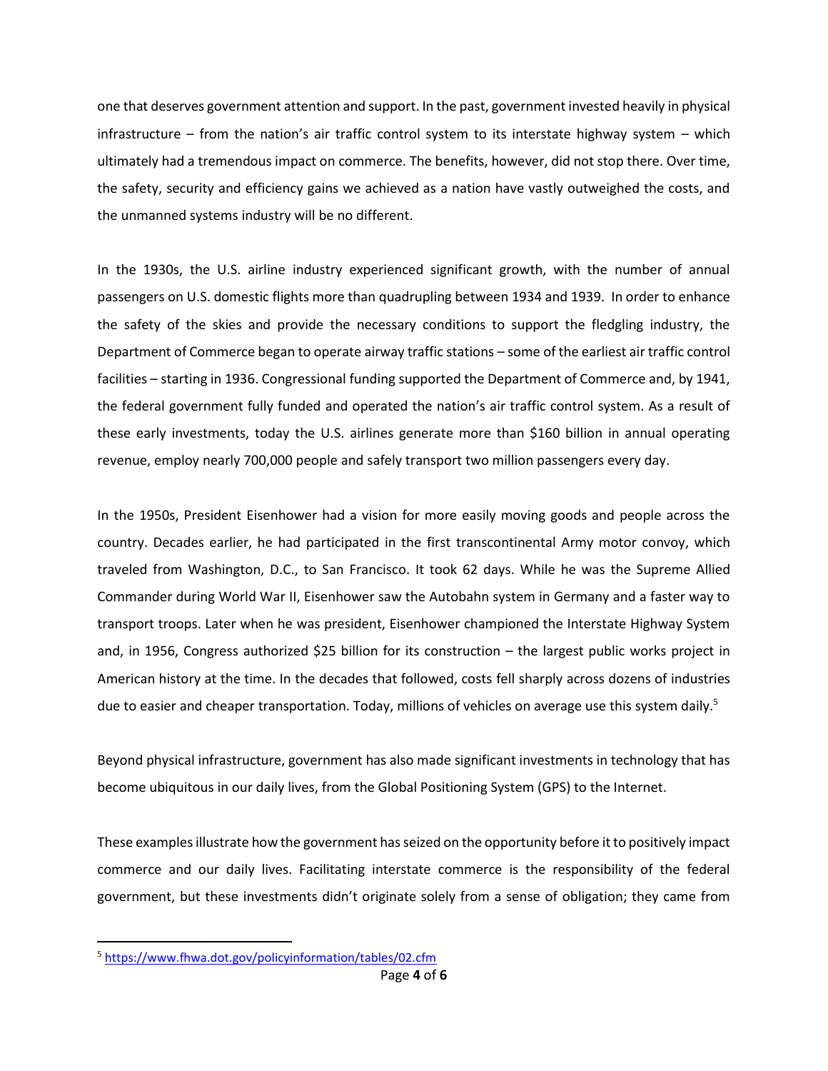one that deserves government attention and support. In the past, government invested heavily in physical infrastructure – from the nation's air traffic control system to its interstate highway system – which ultimately had a tremendous impact on commerce. The benefits, however, did not stop there. Over time, the safety, security and efficiency gains we achieved as a nation have vastly outweighed the costs, and the unmanned systems industry will be no different.

In the 1930s, the U.S. airline industry experienced significant growth, with the number of annual passengers on U.S. domestic flights more than quadrupling between 1934 and 1939. In order to enhance the safety of the skies and provide the necessary conditions to support the fledgling industry, the Department of Commerce began to operate airway traffic stations – some of the earliest air traffic control facilities – starting in 1936. Congressional funding supported the Department of Commerce and, by 1941, the federal government fully funded and operated the nation's air traffic control system. As a result of these early investments, today the U.S. airlines generate more than $160 billion in annual operating revenue, employ nearly 700,000 people and safely transport two million passengers every day.

In the 1950s, President Eisenhower had a vision for more easily moving goods and people across the country. Decades earlier, he had participated in the first transcontinental Army motor convoy, which traveled from Washington, D.C., to San Francisco. It took 62 days. While he was the Supreme Allied Commander during World War II, Eisenhower saw the Autobahn system in Germany and a faster way to transport troops. Later when he was president, Eisenhower championed the Interstate Highway System and, in 1956, Congress authorized $25 billion for its construction – the largest public works project in American history at the time. In the decades that followed, costs fell sharply across dozens of industries due to easier and cheaper transportation. Today, millions of vehicles on average use this system daily.[5]

Beyond physical infrastructure, government has also made significant investments in technology that has become ubiquitous in our daily lives, from the Global Positioning System (GPS) to the Internet.

These examples illustrate how the government has seized on the opportunity before it to positively impact commerce and our daily lives. Facilitating interstate commerce is the responsibility of the federal government, but these investments didn't originate solely from a sense of obligation; they came from

[5] https://www.fhwa.dot.gov/policyinformation/tables/02.cfm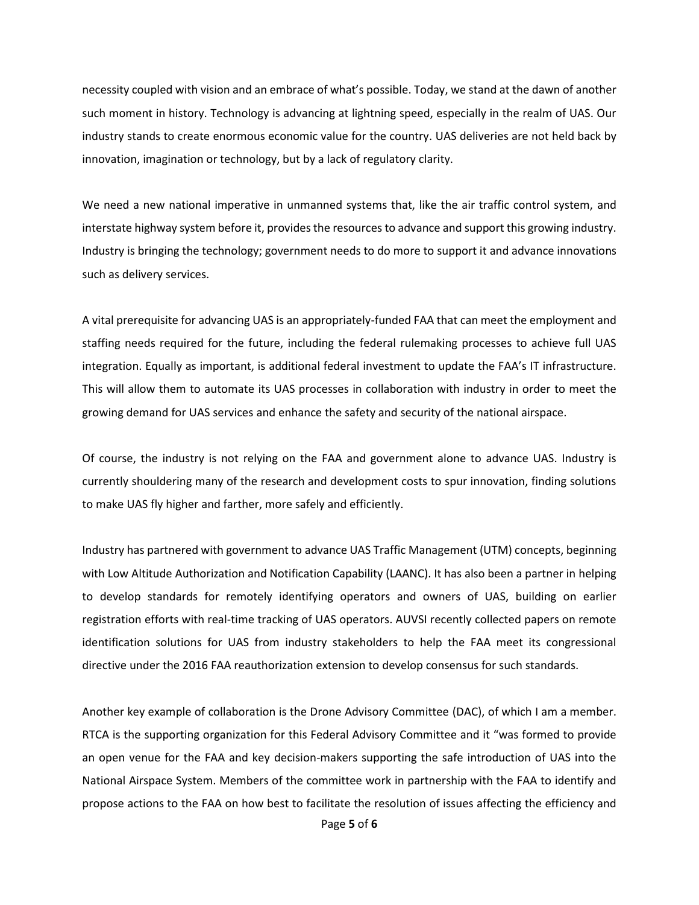necessity coupled with vision and an embrace of what's possible. Today, we stand at the dawn of another such moment in history. Technology is advancing at lightning speed, especially in the realm of UAS. Our industry stands to create enormous economic value for the country. UAS deliveries are not held back by innovation, imagination or technology, but by a lack of regulatory clarity.

We need a new national imperative in unmanned systems that, like the air traffic control system, and interstate highway system before it, provides the resources to advance and support this growing industry. Industry is bringing the technology; government needs to do more to support it and advance innovations such as delivery services.

A vital prerequisite for advancing UAS is an appropriately-funded FAA that can meet the employment and staffing needs required for the future, including the federal rulemaking processes to achieve full UAS integration. Equally as important, is additional federal investment to update the FAA's IT infrastructure. This will allow them to automate its UAS processes in collaboration with industry in order to meet the growing demand for UAS services and enhance the safety and security of the national airspace.

Of course, the industry is not relying on the FAA and government alone to advance UAS. Industry is currently shouldering many of the research and development costs to spur innovation, finding solutions to make UAS fly higher and farther, more safely and efficiently.

Industry has partnered with government to advance UAS Traffic Management (UTM) concepts, beginning with Low Altitude Authorization and Notification Capability (LAANC). It has also been a partner in helping to develop standards for remotely identifying operators and owners of UAS, building on earlier registration efforts with real-time tracking of UAS operators. AUVSI recently collected papers on remote identification solutions for UAS from industry stakeholders to help the FAA meet its congressional directive under the 2016 FAA reauthorization extension to develop consensus for such standards.

Another key example of collaboration is the Drone Advisory Committee (DAC), of which I am a member. RTCA is the supporting organization for this Federal Advisory Committee and it "was formed to provide an open venue for the FAA and key decision-makers supporting the safe introduction of UAS into the National Airspace System. Members of the committee work in partnership with the FAA to identify and propose actions to the FAA on how best to facilitate the resolution of issues affecting the efficiency and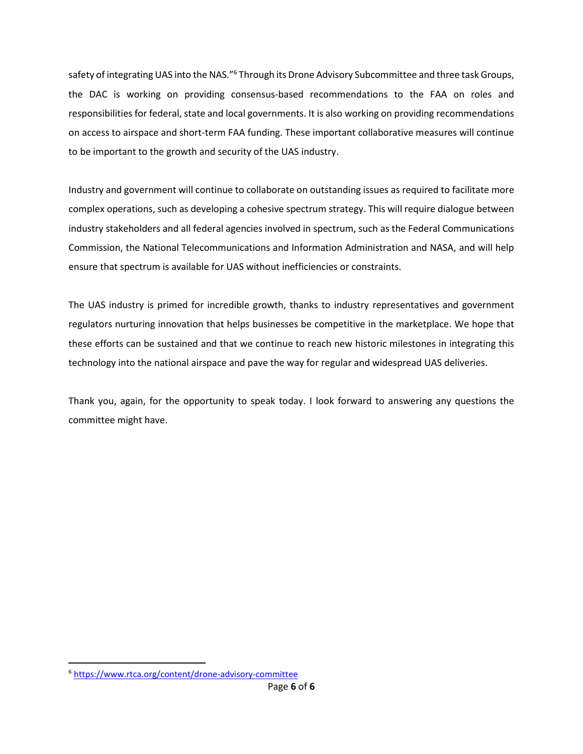safety of integrating UAS into the NAS."[6] Through its Drone Advisory Subcommittee and three task Groups, the DAC is working on providing consensus-based recommendations to the FAA on roles and responsibilities for federal, state and local governments. It is also working on providing recommendations on access to airspace and short-term FAA funding. These important collaborative measures will continue to be important to the growth and security of the UAS industry.

Industry and government will continue to collaborate on outstanding issues as required to facilitate more complex operations, such as developing a cohesive spectrum strategy. This will require dialogue between industry stakeholders and all federal agencies involved in spectrum, such as the Federal Communications Commission, the National Telecommunications and Information Administration and NASA, and will help ensure that spectrum is available for UAS without inefficiencies or constraints.

The UAS industry is primed for incredible growth, thanks to industry representatives and government regulators nurturing innovation that helps businesses be competitive in the marketplace. We hope that these efforts can be sustained and that we continue to reach new historic milestones in integrating this technology into the national airspace and pave the way for regular and widespread UAS deliveries.

Thank you, again, for the opportunity to speak today. I look forward to answering any questions the committee might have.

---

[6] https://www.rtca.org/content/drone-advisory-committee